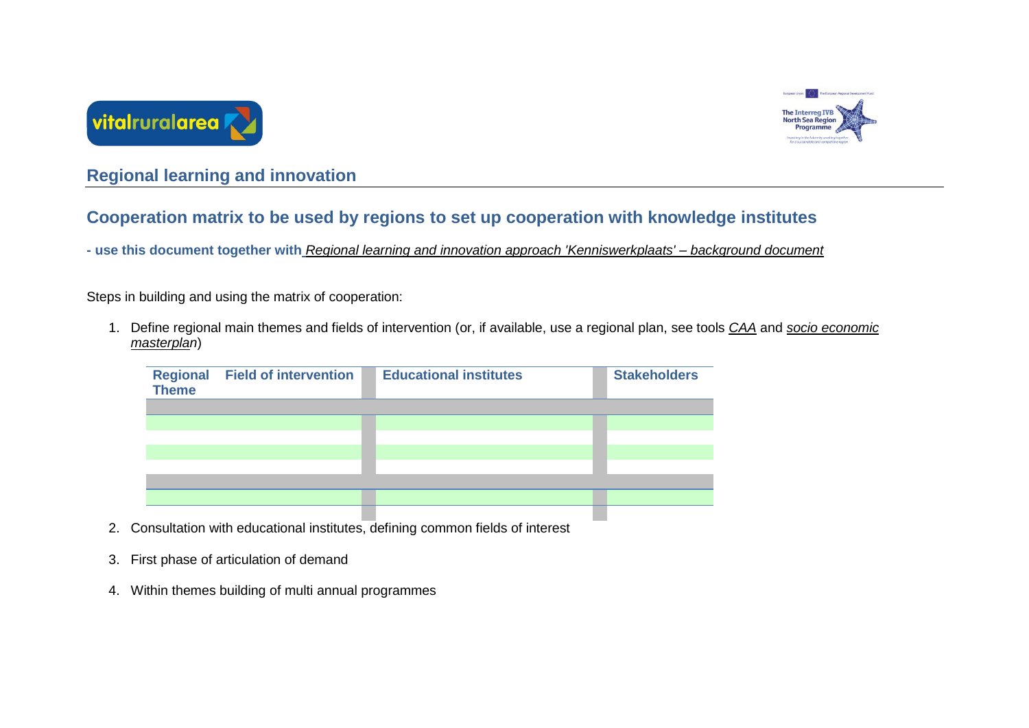## Regional learning and innovation

## Cooperation matrix to be used by regions to set up cooperation with knowledge institutes

**- use this document together with** *Regional learning and innovation approach 'Kenniswerkplaats' – background document*

Steps in building and using the matrix of cooperation:

1. Define regional main themes and fields of intervention (or, if available, use a regional plan, see tools *CAA* and *socio economic masterplan*)

| Regional Theme | Field of intervention | Educational institutes | Stakeholders |
|---|---|---|---|
| | | | |
| | | | |
| | | | |
| | | | |
| | | | |
| | | | |
| | | | |

2. Consultation with educational institutes, defining common fields of interest

3. First phase of articulation of demand

4. Within themes building of multi annual programmes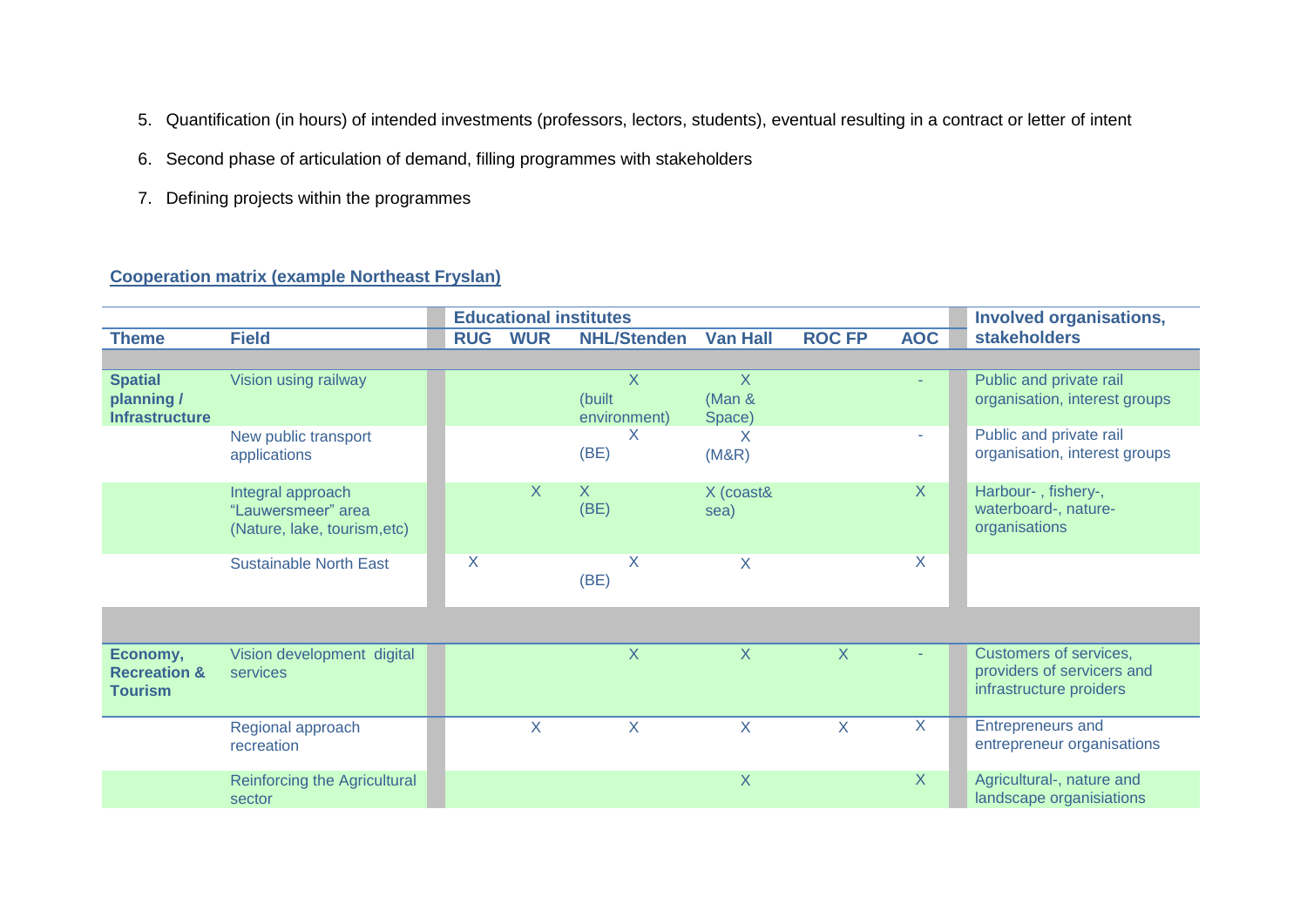5. Quantification (in hours) of intended investments (professors, lectors, students), eventual resulting in a contract or letter of intent
6. Second phase of articulation of demand, filling programmes with stakeholders
7. Defining projects within the programmes

**Cooperation matrix (example Northeast Fryslan)**

| | | Educational institutes | | | | | | Involved organisations, stakeholders |
|---|---|---|---|---|---|---|---|---|
| **Theme** | **Field** | **RUG** | **WUR** | **NHL/Stenden** | **Van Hall** | **ROC FP** | **AOC** | |
| **Spatial planning / Infrastructure** | Vision using railway | | | X (built environment) | X (Man & Space) | | - | Public and private rail organisation, interest groups |
| | New public transport applications | | | X (BE) | X (M&R) | | - | Public and private rail organisation, interest groups |
| | Integral approach "Lauwersmeer" area (Nature, lake, tourism,etc) | | X | X (BE) | X (coast& sea) | | X | Harbour- , fishery-, waterboard-, nature-organisations |
| | Sustainable North East | X | | X (BE) | X | | X | |
| **Economy, Recreation & Tourism** | Vision development digital services | | | X | X | X | - | Customers of services, providers of servicers and infrastructure proiders |
| | Regional approach recreation | | X | X | X | X | X | Entrepreneurs and entrepreneur organisations |
| | Reinforcing the Agricultural sector | | | | X | | X | Agricultural-, nature and landscape organisiations |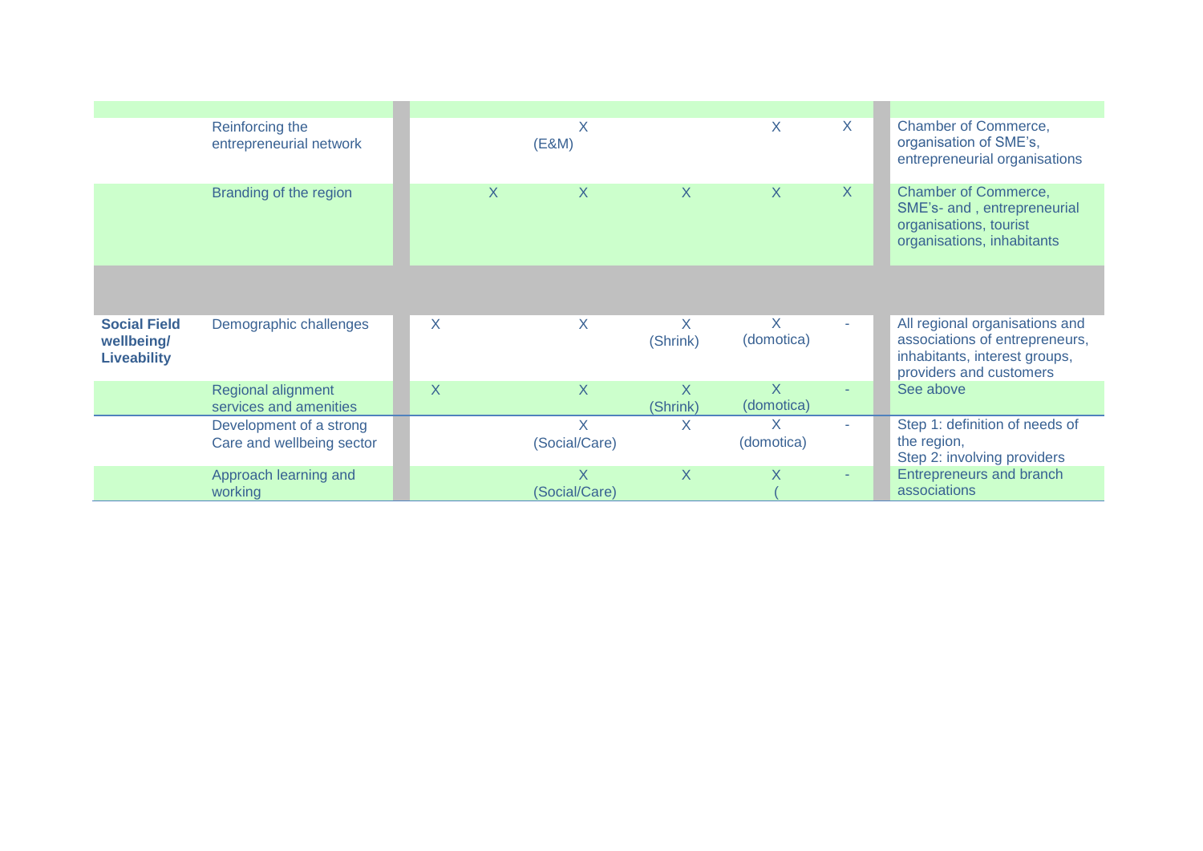| | | | | | | | | |
|---|---|---|---|---|---|---|---|---|
| | | | | | | | | |
| | Reinforcing the entrepreneurial network | | | X (E&M) | | X | X | Chamber of Commerce, organisation of SME's, entrepreneurial organisations |
| | Branding of the region | | X | X | X | X | X | Chamber of Commerce, SME's- and , entrepreneurial organisations, tourist organisations, inhabitants |
| | | | | | | | | |
| **Social Field wellbeing/ Liveability** | Demographic challenges | X | | X | X (Shrink) | X (domotica) | - | All regional organisations and associations of entrepreneurs, inhabitants, interest groups, providers and customers |
| | Regional alignment services and amenities | X | | X | X (Shrink) | X (domotica) | - | See above |
| | Development of a strong Care and wellbeing sector | | | X (Social/Care) | X | X (domotica) | - | Step 1: definition of needs of the region, Step 2: involving providers |
| | Approach learning and working | | | X (Social/Care) | X | X ( | - | Entrepreneurs and branch associations |